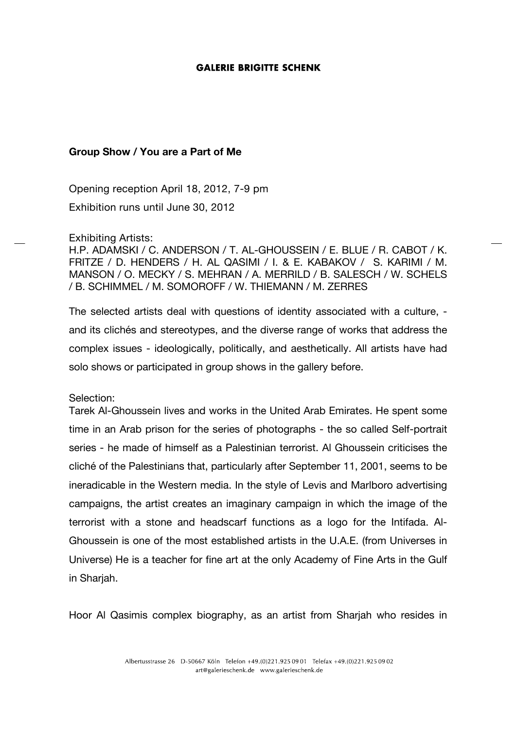**GALERIE BRIGITTE SCHENK**

**Group Show / You are a Part of Me**

Opening reception April 18, 2012, 7-9 pm

Exhibition runs until June 30, 2012

Exhibiting Artists:
H.P. ADAMSKI / C. ANDERSON / T. AL-GHOUSSEIN / E. BLUE / R. CABOT / K. FRITZE / D. HENDERS / H. AL QASIMI / I. & E. KABAKOV / S. KARIMI / M. MANSON / O. MECKY / S. MEHRAN / A. MERRILD / B. SALESCH / W. SCHELS / B. SCHIMMEL / M. SOMOROFF / W. THIEMANN / M. ZERRES

The selected artists deal with questions of identity associated with a culture, - and its clichés and stereotypes, and the diverse range of works that address the complex issues - ideologically, politically, and aesthetically. All artists have had solo shows or participated in group shows in the gallery before.

Selection:
Tarek Al-Ghoussein lives and works in the United Arab Emirates. He spent some time in an Arab prison for the series of photographs - the so called Self-portrait series - he made of himself as a Palestinian terrorist. Al Ghoussein criticises the cliché of the Palestinians that, particularly after September 11, 2001, seems to be ineradicable in the Western media. In the style of Levis and Marlboro advertising campaigns, the artist creates an imaginary campaign in which the image of the terrorist with a stone and headscarf functions as a logo for the Intifada. Al-Ghoussein is one of the most established artists in the U.A.E. (from Universes in Universe) He is a teacher for fine art at the only Academy of Fine Arts in the Gulf in Sharjah.

Hoor Al Qasimis complex biography, as an artist from Sharjah who resides in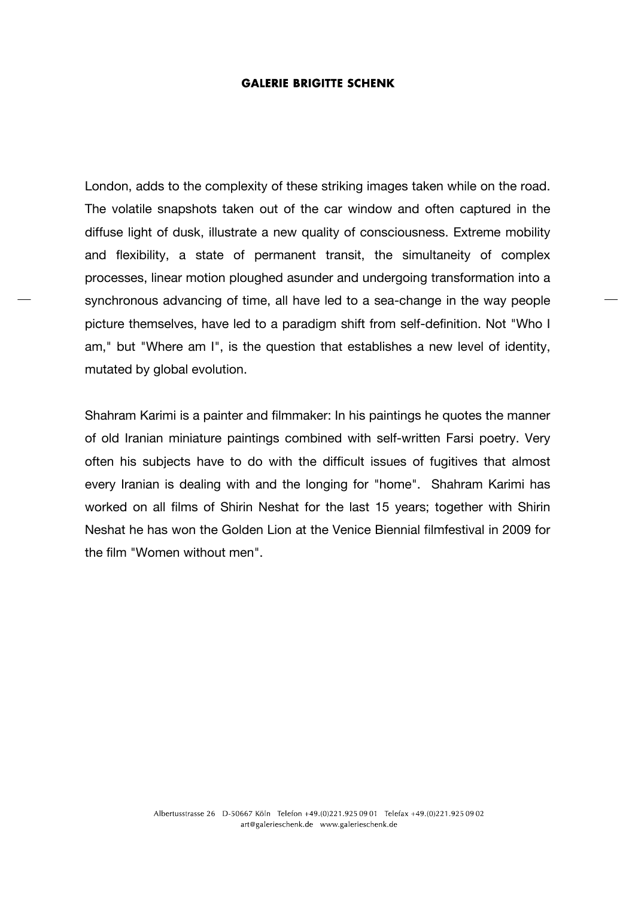London, adds to the complexity of these striking images taken while on the road. The volatile snapshots taken out of the car window and often captured in the diffuse light of dusk, illustrate a new quality of consciousness. Extreme mobility and flexibility, a state of permanent transit, the simultaneity of complex processes, linear motion ploughed asunder and undergoing transformation into a synchronous advancing of time, all have led to a sea-change in the way people picture themselves, have led to a paradigm shift from self-definition. Not "Who I am," but "Where am I", is the question that establishes a new level of identity, mutated by global evolution.

Shahram Karimi is a painter and filmmaker: In his paintings he quotes the manner of old Iranian miniature paintings combined with self-written Farsi poetry. Very often his subjects have to do with the difficult issues of fugitives that almost every Iranian is dealing with and the longing for "home". Shahram Karimi has worked on all films of Shirin Neshat for the last 15 years; together with Shirin Neshat he has won the Golden Lion at the Venice Biennial filmfestival in 2009 for the film "Women without men".